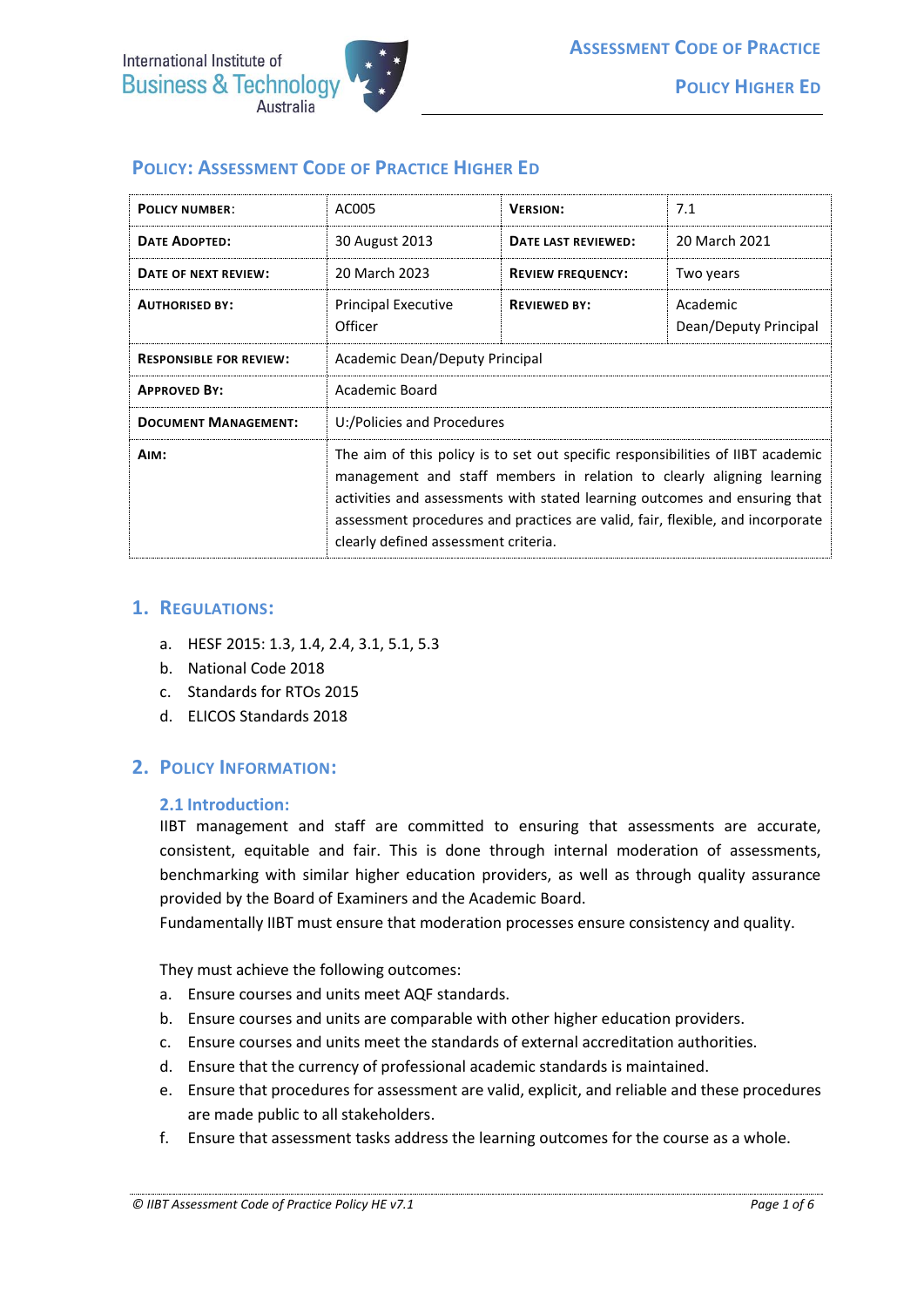# Policy: Assessment Code of Practice Higher Ed

| | | | |
|---|---|---|---|
| **Policy Number:** | AC005 | **Version:** | 7.1 |
| **Date Adopted:** | 30 August 2013 | **Date Last Reviewed:** | 20 March 2021 |
| **Date of Next Review:** | 20 March 2023 | **Review Frequency:** | Two years |
| **Authorised By:** | Principal Executive Officer | **Reviewed By:** | Academic Dean/Deputy Principal |
| **Responsible for Review:** | Academic Dean/Deputy Principal | | |
| **Approved By:** | Academic Board | | |
| **Document Management:** | U:/Policies and Procedures | | |
| **Aim:** | The aim of this policy is to set out specific responsibilities of IIBT academic management and staff members in relation to clearly aligning learning activities and assessments with stated learning outcomes and ensuring that assessment procedures and practices are valid, fair, flexible, and incorporate clearly defined assessment criteria. | | |

## 1. Regulations:

a. HESF 2015: 1.3, 1.4, 2.4, 3.1, 5.1, 5.3
b. National Code 2018
c. Standards for RTOs 2015
d. ELICOS Standards 2018

## 2. Policy Information:

### 2.1 Introduction:

IIBT management and staff are committed to ensuring that assessments are accurate, consistent, equitable and fair. This is done through internal moderation of assessments, benchmarking with similar higher education providers, as well as through quality assurance provided by the Board of Examiners and the Academic Board.
Fundamentally IIBT must ensure that moderation processes ensure consistency and quality.

They must achieve the following outcomes:

a. Ensure courses and units meet AQF standards.
b. Ensure courses and units are comparable with other higher education providers.
c. Ensure courses and units meet the standards of external accreditation authorities.
d. Ensure that the currency of professional academic standards is maintained.
e. Ensure that procedures for assessment are valid, explicit, and reliable and these procedures are made public to all stakeholders.
f. Ensure that assessment tasks address the learning outcomes for the course as a whole.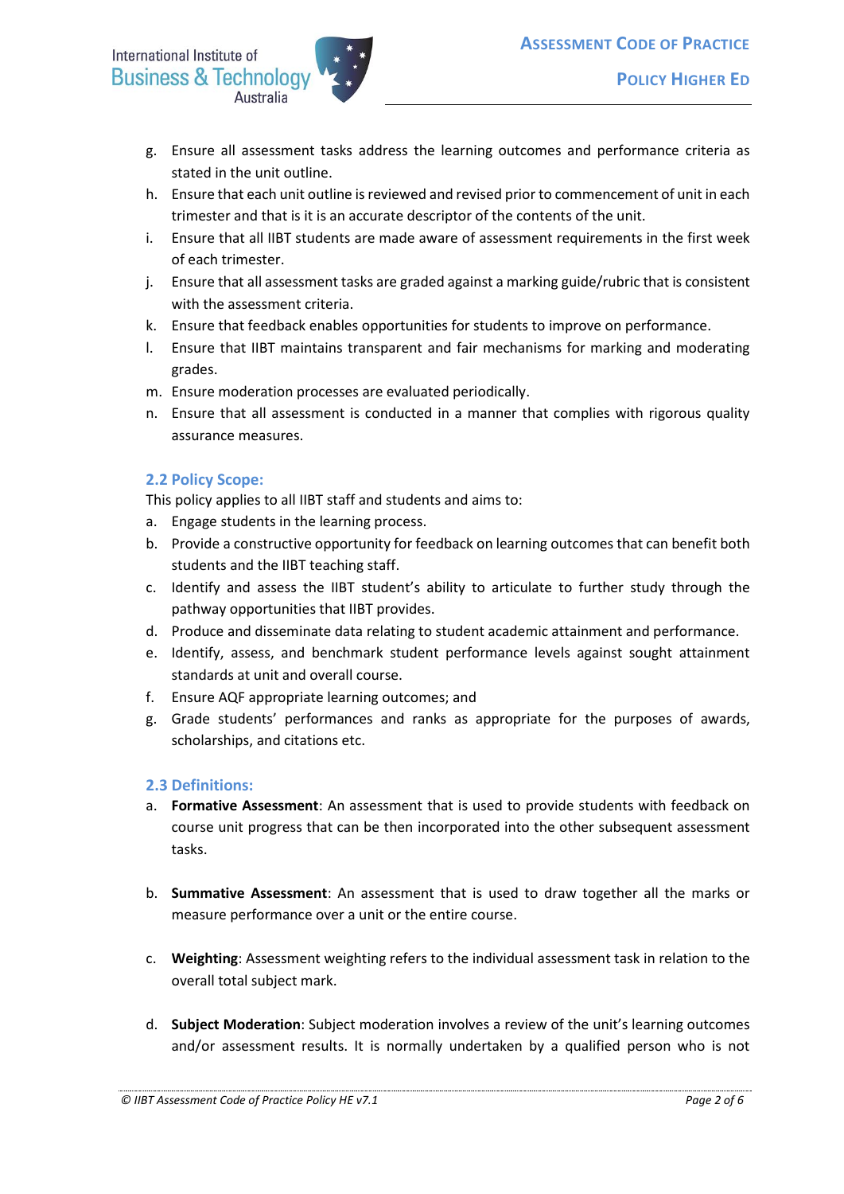g. Ensure all assessment tasks address the learning outcomes and performance criteria as stated in the unit outline.
h. Ensure that each unit outline is reviewed and revised prior to commencement of unit in each trimester and that is it is an accurate descriptor of the contents of the unit.
i. Ensure that all IIBT students are made aware of assessment requirements in the first week of each trimester.
j. Ensure that all assessment tasks are graded against a marking guide/rubric that is consistent with the assessment criteria.
k. Ensure that feedback enables opportunities for students to improve on performance.
l. Ensure that IIBT maintains transparent and fair mechanisms for marking and moderating grades.
m. Ensure moderation processes are evaluated periodically.
n. Ensure that all assessment is conducted in a manner that complies with rigorous quality assurance measures.

### 2.2 Policy Scope:

This policy applies to all IIBT staff and students and aims to:

a. Engage students in the learning process.
b. Provide a constructive opportunity for feedback on learning outcomes that can benefit both students and the IIBT teaching staff.
c. Identify and assess the IIBT student's ability to articulate to further study through the pathway opportunities that IIBT provides.
d. Produce and disseminate data relating to student academic attainment and performance.
e. Identify, assess, and benchmark student performance levels against sought attainment standards at unit and overall course.
f. Ensure AQF appropriate learning outcomes; and
g. Grade students' performances and ranks as appropriate for the purposes of awards, scholarships, and citations etc.

### 2.3 Definitions:

a. **Formative Assessment**: An assessment that is used to provide students with feedback on course unit progress that can be then incorporated into the other subsequent assessment tasks.

b. **Summative Assessment**: An assessment that is used to draw together all the marks or measure performance over a unit or the entire course.

c. **Weighting**: Assessment weighting refers to the individual assessment task in relation to the overall total subject mark.

d. **Subject Moderation**: Subject moderation involves a review of the unit's learning outcomes and/or assessment results. It is normally undertaken by a qualified person who is not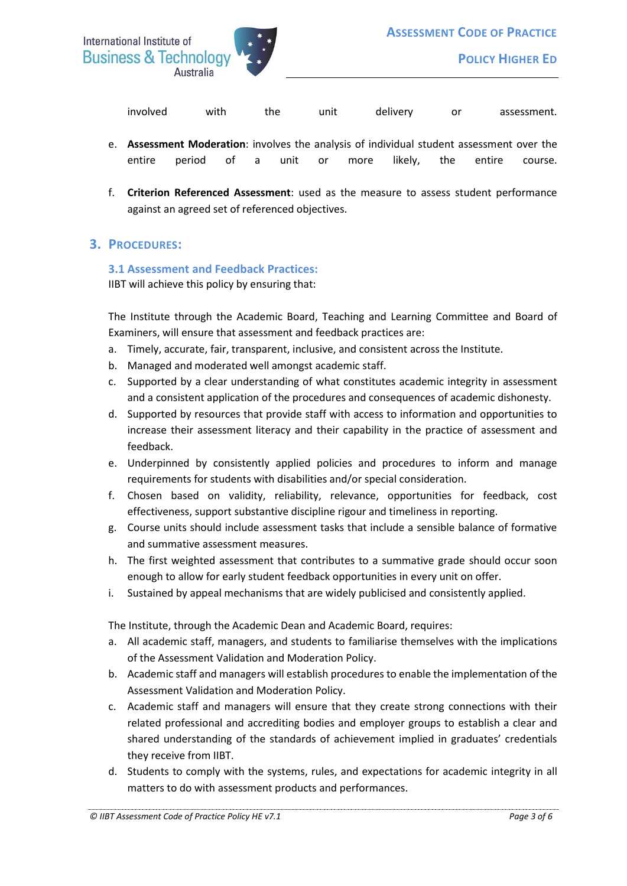involved with the unit delivery or assessment.

e. **Assessment Moderation**: involves the analysis of individual student assessment over the entire period of a unit or more likely, the entire course.

f. **Criterion Referenced Assessment**: used as the measure to assess student performance against an agreed set of referenced objectives.

## 3. Procedures:

### 3.1 Assessment and Feedback Practices:

IIBT will achieve this policy by ensuring that:

The Institute through the Academic Board, Teaching and Learning Committee and Board of Examiners, will ensure that assessment and feedback practices are:

a. Timely, accurate, fair, transparent, inclusive, and consistent across the Institute.
b. Managed and moderated well amongst academic staff.
c. Supported by a clear understanding of what constitutes academic integrity in assessment and a consistent application of the procedures and consequences of academic dishonesty.
d. Supported by resources that provide staff with access to information and opportunities to increase their assessment literacy and their capability in the practice of assessment and feedback.
e. Underpinned by consistently applied policies and procedures to inform and manage requirements for students with disabilities and/or special consideration.
f. Chosen based on validity, reliability, relevance, opportunities for feedback, cost effectiveness, support substantive discipline rigour and timeliness in reporting.
g. Course units should include assessment tasks that include a sensible balance of formative and summative assessment measures.
h. The first weighted assessment that contributes to a summative grade should occur soon enough to allow for early student feedback opportunities in every unit on offer.
i. Sustained by appeal mechanisms that are widely publicised and consistently applied.

The Institute, through the Academic Dean and Academic Board, requires:

a. All academic staff, managers, and students to familiarise themselves with the implications of the Assessment Validation and Moderation Policy.
b. Academic staff and managers will establish procedures to enable the implementation of the Assessment Validation and Moderation Policy.
c. Academic staff and managers will ensure that they create strong connections with their related professional and accrediting bodies and employer groups to establish a clear and shared understanding of the standards of achievement implied in graduates' credentials they receive from IIBT.
d. Students to comply with the systems, rules, and expectations for academic integrity in all matters to do with assessment products and performances.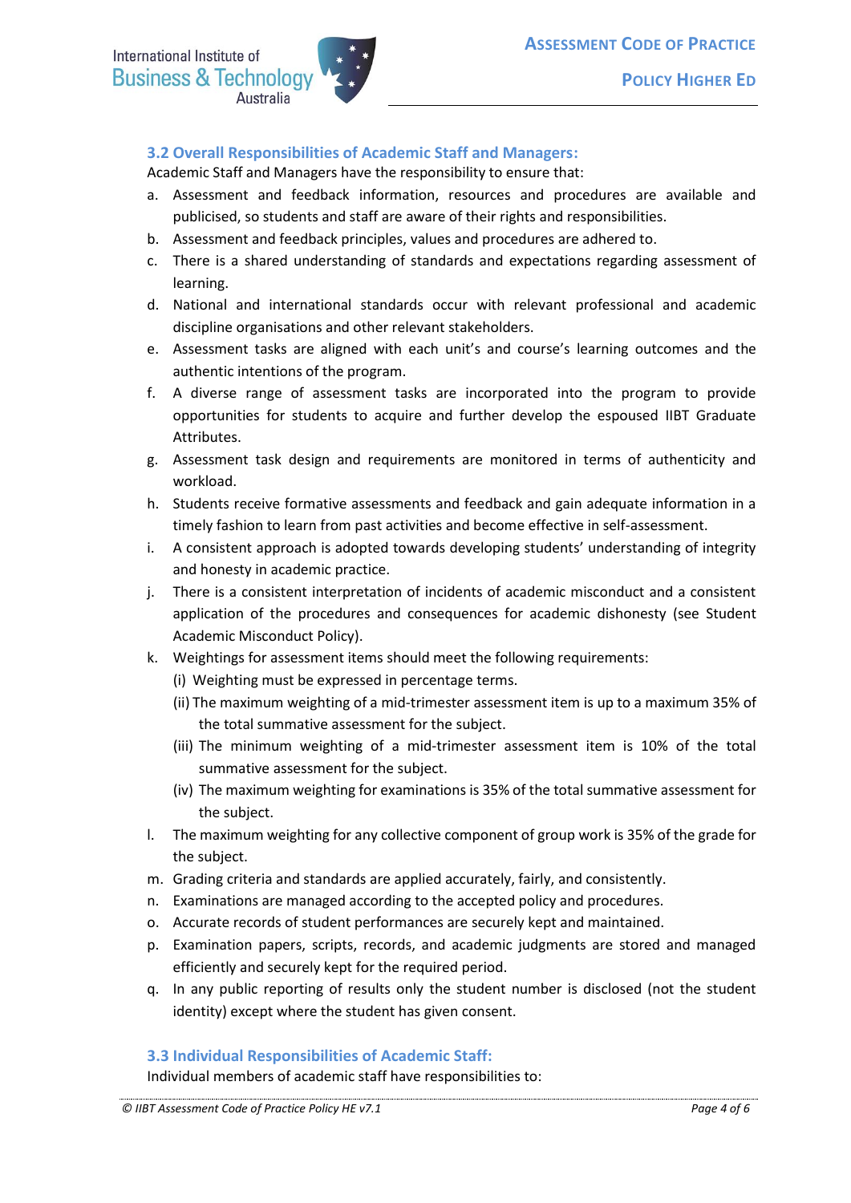### 3.2 Overall Responsibilities of Academic Staff and Managers:

Academic Staff and Managers have the responsibility to ensure that:

a. Assessment and feedback information, resources and procedures are available and publicised, so students and staff are aware of their rights and responsibilities.

b. Assessment and feedback principles, values and procedures are adhered to.

c. There is a shared understanding of standards and expectations regarding assessment of learning.

d. National and international standards occur with relevant professional and academic discipline organisations and other relevant stakeholders.

e. Assessment tasks are aligned with each unit's and course's learning outcomes and the authentic intentions of the program.

f. A diverse range of assessment tasks are incorporated into the program to provide opportunities for students to acquire and further develop the espoused IIBT Graduate Attributes.

g. Assessment task design and requirements are monitored in terms of authenticity and workload.

h. Students receive formative assessments and feedback and gain adequate information in a timely fashion to learn from past activities and become effective in self-assessment.

i. A consistent approach is adopted towards developing students' understanding of integrity and honesty in academic practice.

j. There is a consistent interpretation of incidents of academic misconduct and a consistent application of the procedures and consequences for academic dishonesty (see Student Academic Misconduct Policy).

k. Weightings for assessment items should meet the following requirements:
   (i) Weighting must be expressed in percentage terms.
   (ii) The maximum weighting of a mid-trimester assessment item is up to a maximum 35% of the total summative assessment for the subject.
   (iii) The minimum weighting of a mid-trimester assessment item is 10% of the total summative assessment for the subject.
   (iv) The maximum weighting for examinations is 35% of the total summative assessment for the subject.

l. The maximum weighting for any collective component of group work is 35% of the grade for the subject.

m. Grading criteria and standards are applied accurately, fairly, and consistently.

n. Examinations are managed according to the accepted policy and procedures.

o. Accurate records of student performances are securely kept and maintained.

p. Examination papers, scripts, records, and academic judgments are stored and managed efficiently and securely kept for the required period.

q. In any public reporting of results only the student number is disclosed (not the student identity) except where the student has given consent.

### 3.3 Individual Responsibilities of Academic Staff:

Individual members of academic staff have responsibilities to: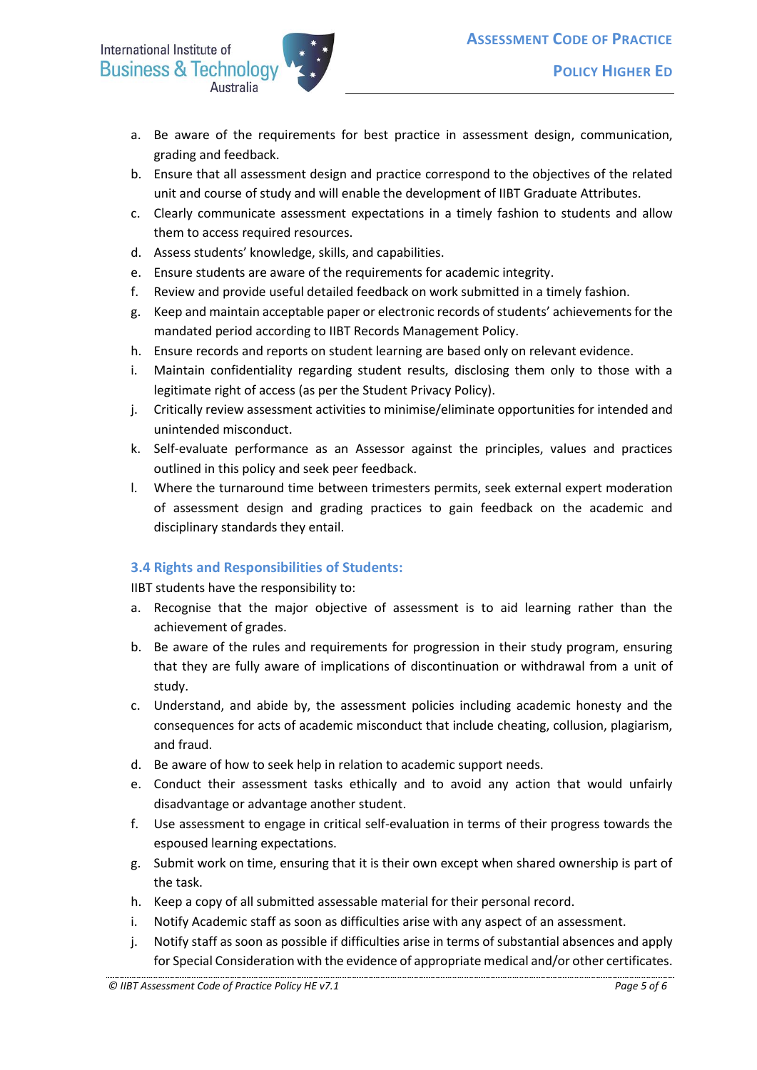a. Be aware of the requirements for best practice in assessment design, communication, grading and feedback.
b. Ensure that all assessment design and practice correspond to the objectives of the related unit and course of study and will enable the development of IIBT Graduate Attributes.
c. Clearly communicate assessment expectations in a timely fashion to students and allow them to access required resources.
d. Assess students' knowledge, skills, and capabilities.
e. Ensure students are aware of the requirements for academic integrity.
f. Review and provide useful detailed feedback on work submitted in a timely fashion.
g. Keep and maintain acceptable paper or electronic records of students' achievements for the mandated period according to IIBT Records Management Policy.
h. Ensure records and reports on student learning are based only on relevant evidence.
i. Maintain confidentiality regarding student results, disclosing them only to those with a legitimate right of access (as per the Student Privacy Policy).
j. Critically review assessment activities to minimise/eliminate opportunities for intended and unintended misconduct.
k. Self-evaluate performance as an Assessor against the principles, values and practices outlined in this policy and seek peer feedback.
l. Where the turnaround time between trimesters permits, seek external expert moderation of assessment design and grading practices to gain feedback on the academic and disciplinary standards they entail.

### 3.4 Rights and Responsibilities of Students:

IIBT students have the responsibility to:

a. Recognise that the major objective of assessment is to aid learning rather than the achievement of grades.
b. Be aware of the rules and requirements for progression in their study program, ensuring that they are fully aware of implications of discontinuation or withdrawal from a unit of study.
c. Understand, and abide by, the assessment policies including academic honesty and the consequences for acts of academic misconduct that include cheating, collusion, plagiarism, and fraud.
d. Be aware of how to seek help in relation to academic support needs.
e. Conduct their assessment tasks ethically and to avoid any action that would unfairly disadvantage or advantage another student.
f. Use assessment to engage in critical self-evaluation in terms of their progress towards the espoused learning expectations.
g. Submit work on time, ensuring that it is their own except when shared ownership is part of the task.
h. Keep a copy of all submitted assessable material for their personal record.
i. Notify Academic staff as soon as difficulties arise with any aspect of an assessment.
j. Notify staff as soon as possible if difficulties arise in terms of substantial absences and apply for Special Consideration with the evidence of appropriate medical and/or other certificates.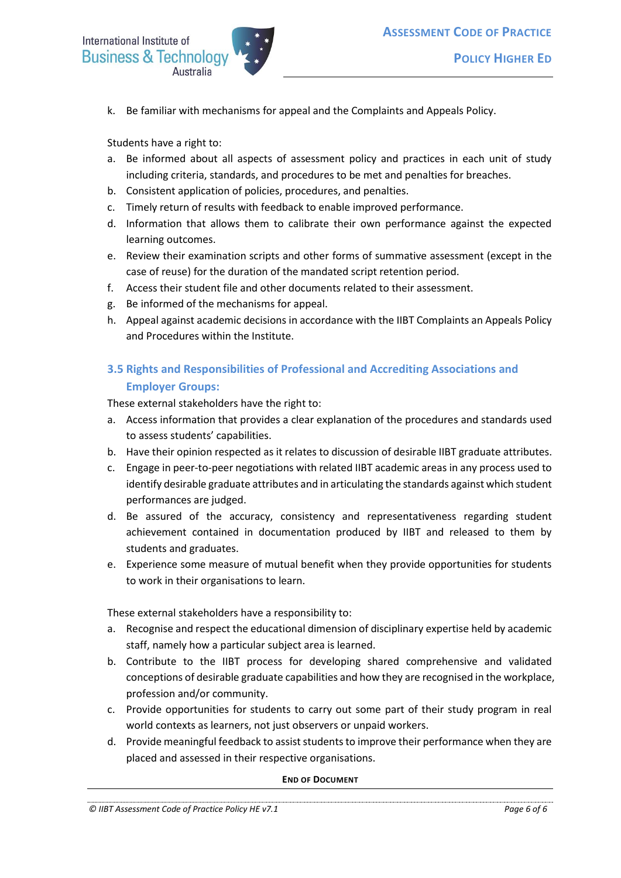k. Be familiar with mechanisms for appeal and the Complaints and Appeals Policy.

Students have a right to:

a. Be informed about all aspects of assessment policy and practices in each unit of study including criteria, standards, and procedures to be met and penalties for breaches.
b. Consistent application of policies, procedures, and penalties.
c. Timely return of results with feedback to enable improved performance.
d. Information that allows them to calibrate their own performance against the expected learning outcomes.
e. Review their examination scripts and other forms of summative assessment (except in the case of reuse) for the duration of the mandated script retention period.
f. Access their student file and other documents related to their assessment.
g. Be informed of the mechanisms for appeal.
h. Appeal against academic decisions in accordance with the IIBT Complaints an Appeals Policy and Procedures within the Institute.

### 3.5 Rights and Responsibilities of Professional and Accrediting Associations and Employer Groups:

These external stakeholders have the right to:

a. Access information that provides a clear explanation of the procedures and standards used to assess students' capabilities.
b. Have their opinion respected as it relates to discussion of desirable IIBT graduate attributes.
c. Engage in peer-to-peer negotiations with related IIBT academic areas in any process used to identify desirable graduate attributes and in articulating the standards against which student performances are judged.
d. Be assured of the accuracy, consistency and representativeness regarding student achievement contained in documentation produced by IIBT and released to them by students and graduates.
e. Experience some measure of mutual benefit when they provide opportunities for students to work in their organisations to learn.

These external stakeholders have a responsibility to:

a. Recognise and respect the educational dimension of disciplinary expertise held by academic staff, namely how a particular subject area is learned.
b. Contribute to the IIBT process for developing shared comprehensive and validated conceptions of desirable graduate capabilities and how they are recognised in the workplace, profession and/or community.
c. Provide opportunities for students to carry out some part of their study program in real world contexts as learners, not just observers or unpaid workers.
d. Provide meaningful feedback to assist students to improve their performance when they are placed and assessed in their respective organisations.

**END OF DOCUMENT**